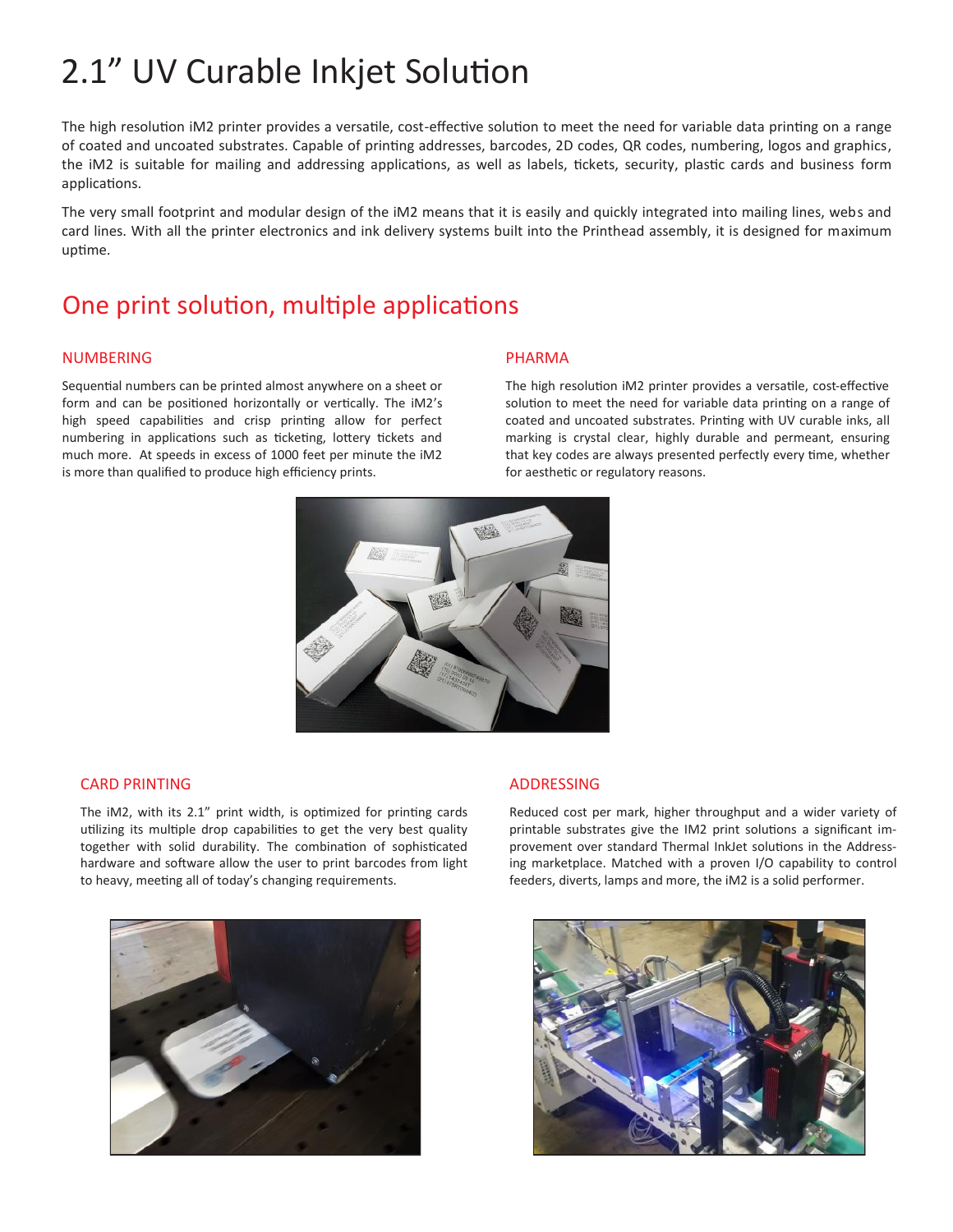# 2.1" UV Curable Inkjet Solution

The high resolution iM2 printer provides a versatile, cost-effective solution to meet the need for variable data printing on a range of coated and uncoated substrates. Capable of printing addresses, barcodes, 2D codes, QR codes, numbering, logos and graphics, the iM2 is suitable for mailing and addressing applications, as well as labels, tickets, security, plastic cards and business form applications.

The very small footprint and modular design of the iM2 means that it is easily and quickly integrated into mailing lines, webs and card lines. With all the printer electronics and ink delivery systems built into the Printhead assembly, it is designed for maximum uptime.

## One print solution, multiple applications

### NUMBERING

Sequential numbers can be printed almost anywhere on a sheet or form and can be positioned horizontally or vertically. The iM2's high speed capabilities and crisp printing allow for perfect numbering in applications such as ticketing, lottery tickets and much more. At speeds in excess of 1000 feet per minute the iM2 is more than qualified to produce high efficiency prints.

### PHARMA

The high resolution iM2 printer provides a versatile, cost-effective solution to meet the need for variable data printing on a range of coated and uncoated substrates. Printing with UV curable inks, all marking is crystal clear, highly durable and permeant, ensuring that key codes are always presented perfectly every time, whether for aesthetic or regulatory reasons.

### CARD PRINTING

The iM2, with its 2.1" print width, is optimized for printing cards utilizing its multiple drop capabilities to get the very best quality together with solid durability. The combination of sophisticated hardware and software allow the user to print barcodes from light to heavy, meeting all of today's changing requirements.

### ADDRESSING

Reduced cost per mark, higher throughput and a wider variety of printable substrates give the IM2 print solutions a significant improvement over standard Thermal InkJet solutions in the Addressing marketplace. Matched with a proven I/O capability to control feeders, diverts, lamps and more, the iM2 is a solid performer.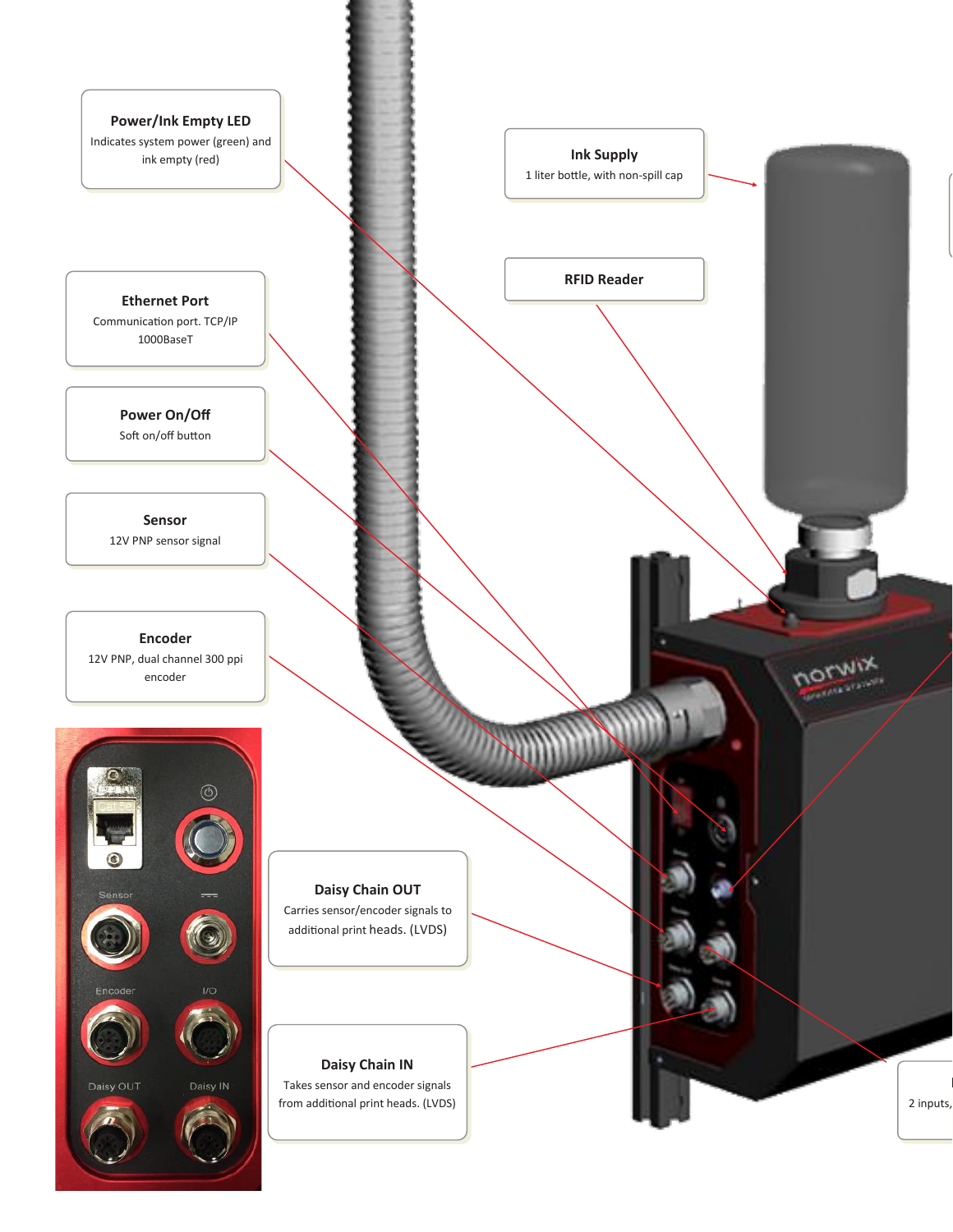**Power/Ink Empty LED**
Indicates system power (green) and ink empty (red)

**Ink Supply**
1 liter bottle, with non-spill cap

**RFID Reader**

**Ethernet Port**
Communication port. TCP/IP 1000BaseT

**Power On/Off**
Soft on/off button

**Sensor**
12V PNP sensor signal

**Encoder**
12V PNP, dual channel 300 ppi encoder

**Daisy Chain OUT**
Carries sensor/encoder signals to additional print heads. (LVDS)

**Daisy Chain IN**
Takes sensor and encoder signals from additional print heads. (LVDS)

2 inputs,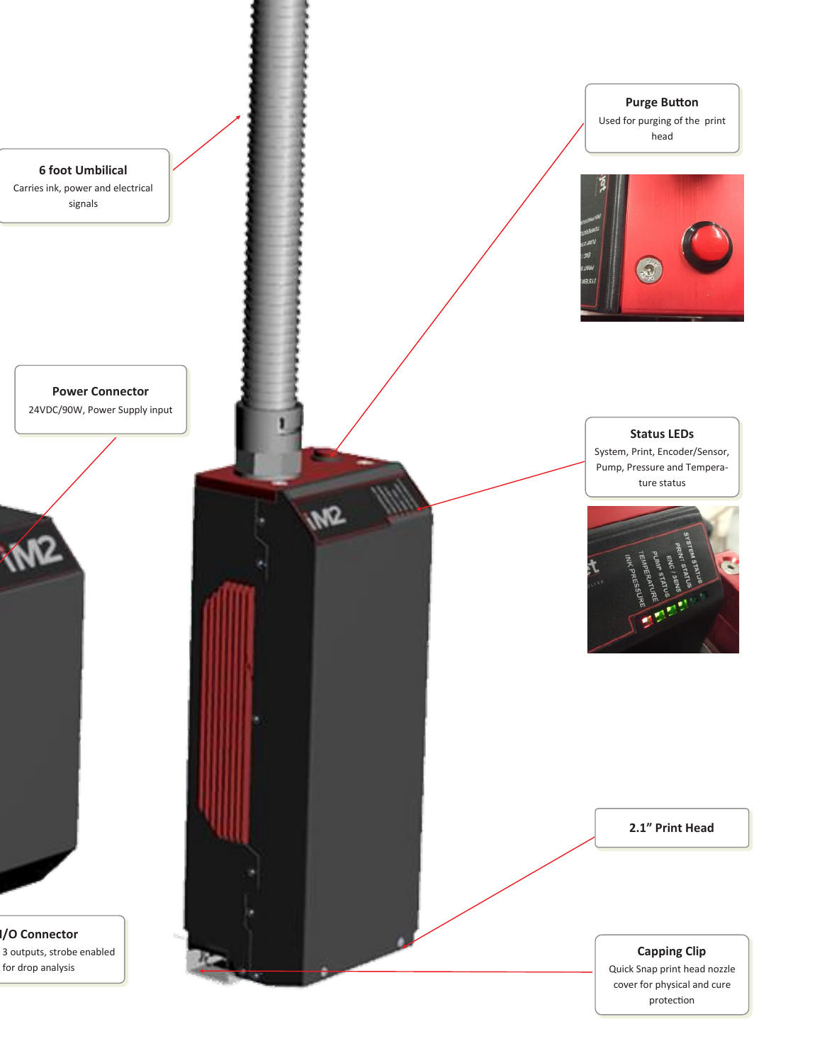**6 foot Umbilical**

Carries ink, power and electrical signals

**Purge Button**

Used for purging of the print head

**Power Connector**

24VDC/90W, Power Supply input

**Status LEDs**

System, Print, Encoder/Sensor, Pump, Pressure and Temperature status

**2.1” Print Head**

**I/O Connector**

3 outputs, strobe enabled for drop analysis

**Capping Clip**

Quick Snap print head nozzle cover for physical and cure protection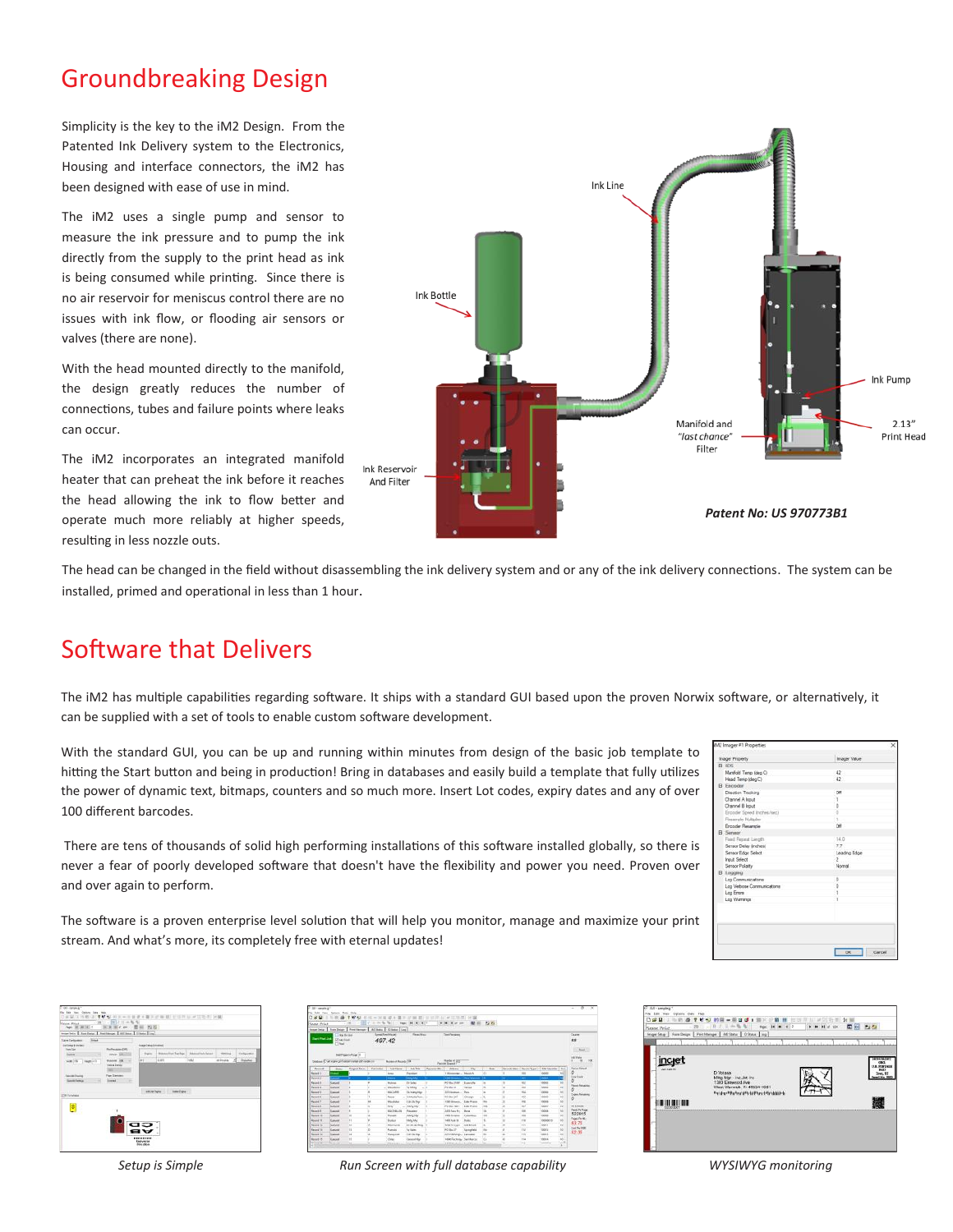# Groundbreaking Design

Simplicity is the key to the iM2 Design. From the Patented Ink Delivery system to the Electronics, Housing and interface connectors, the iM2 has been designed with ease of use in mind.

The iM2 uses a single pump and sensor to measure the ink pressure and to pump the ink directly from the supply to the print head as ink is being consumed while printing. Since there is no air reservoir for meniscus control there are no issues with ink flow, or flooding air sensors or valves (there are none).

With the head mounted directly to the manifold, the design greatly reduces the number of connections, tubes and failure points where leaks can occur.

The iM2 incorporates an integrated manifold heater that can preheat the ink before it reaches the head allowing the ink to flow better and operate much more reliably at higher speeds, resulting in less nozzle outs.

Ink Line

Ink Bottle

Ink Pump

Manifold and *"last chance"* Filter

2.13" Print Head

Ink Reservoir And Filter

***Patent No: US 970773B1***

The head can be changed in the field without disassembling the ink delivery system and or any of the ink delivery connections. The system can be installed, primed and operational in less than 1 hour.

# Software that Delivers

The iM2 has multiple capabilities regarding software. It ships with a standard GUI based upon the proven Norwix software, or alternatively, it can be supplied with a set of tools to enable custom software development.

With the standard GUI, you can be up and running within minutes from design of the basic job template to hitting the Start button and being in production! Bring in databases and easily build a template that fully utilizes the power of dynamic text, bitmaps, counters and so much more. Insert Lot codes, expiry dates and any of over 100 different barcodes.

There are tens of thousands of solid high performing installations of this software installed globally, so there is never a fear of poorly developed software that doesn't have the flexibility and power you need. Proven over and over again to perform.

The software is a proven enterprise level solution that will help you monitor, manage and maximize your print stream. And what's more, its completely free with eternal updates!

*Setup is Simple*

*Run Screen with full database capability*

*WYSIWYG monitoring*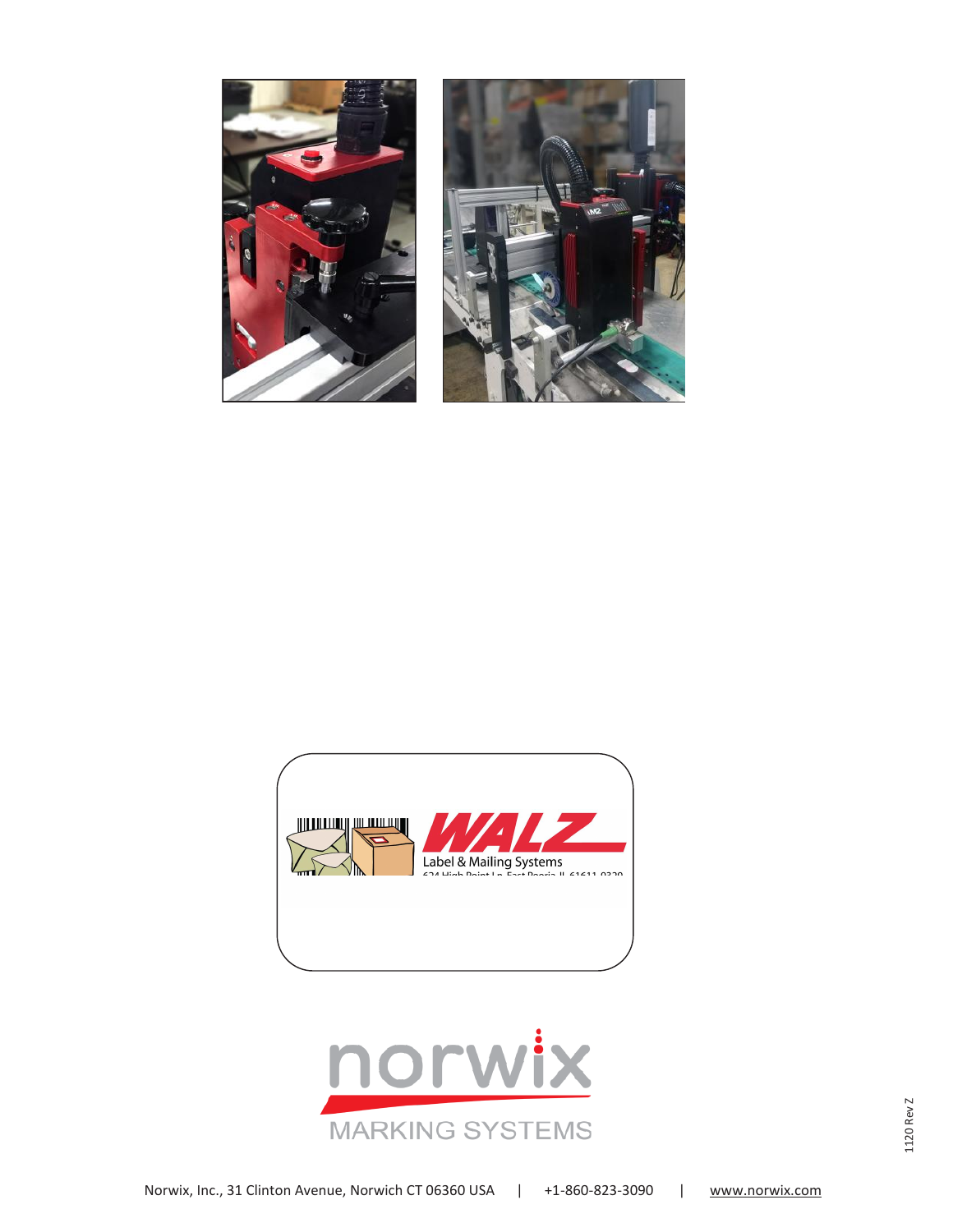Label & Mailing Systems

624 High Point Ln. East Peoria, IL 61611-9329

MARKING SYSTEMS

1120 Rev Z

Norwix, Inc., 31 Clinton Avenue, Norwich CT 06360 USA | +1-860-823-3090 | www.norwix.com